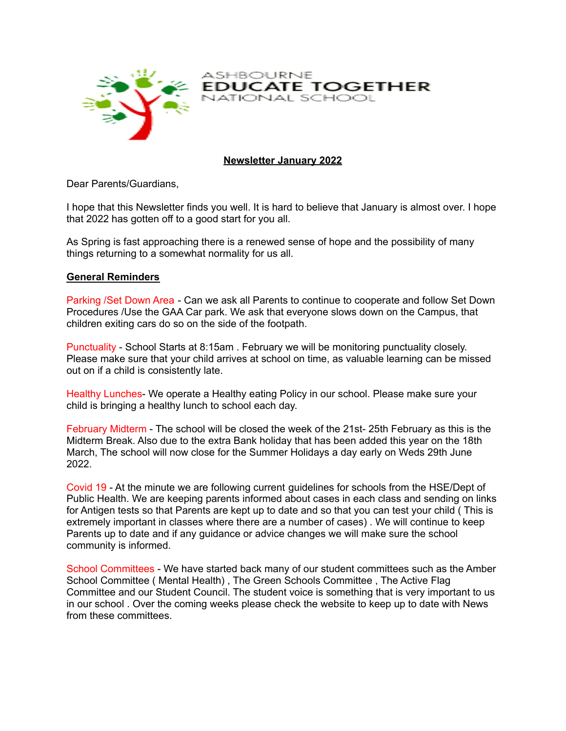ASHBOURNE
EDUCATE TOGETHER
NATIONAL SCHOOL

## Newsletter January 2022

Dear Parents/Guardians,

I hope that this Newsletter finds you well. It is hard to believe that January is almost over. I hope that 2022 has gotten off to a good start for you all.

As Spring is fast approaching there is a renewed sense of hope and the possibility of many things returning to a somewhat normality for us all.

### General Reminders

Parking /Set Down Area - Can we ask all Parents to continue to cooperate and follow Set Down Procedures /Use the GAA Car park. We ask that everyone slows down on the Campus, that children exiting cars do so on the side of the footpath.

Punctuality - School Starts at 8:15am . February we will be monitoring punctuality closely. Please make sure that your child arrives at school on time, as valuable learning can be missed out on if a child is consistently late.

Healthy Lunches- We operate a Healthy eating Policy in our school. Please make sure your child is bringing a healthy lunch to school each day.

February Midterm - The school will be closed the week of the 21st- 25th February as this is the Midterm Break. Also due to the extra Bank holiday that has been added this year on the 18th March, The school will now close for the Summer Holidays a day early on Weds 29th June 2022.

Covid 19 - At the minute we are following current guidelines for schools from the HSE/Dept of Public Health. We are keeping parents informed about cases in each class and sending on links for Antigen tests so that Parents are kept up to date and so that you can test your child ( This is extremely important in classes where there are a number of cases) . We will continue to keep Parents up to date and if any guidance or advice changes we will make sure the school community is informed.

School Committees - We have started back many of our student committees such as the Amber School Committee ( Mental Health) , The Green Schools Committee , The Active Flag Committee and our Student Council. The student voice is something that is very important to us in our school . Over the coming weeks please check the website to keep up to date with News from these committees.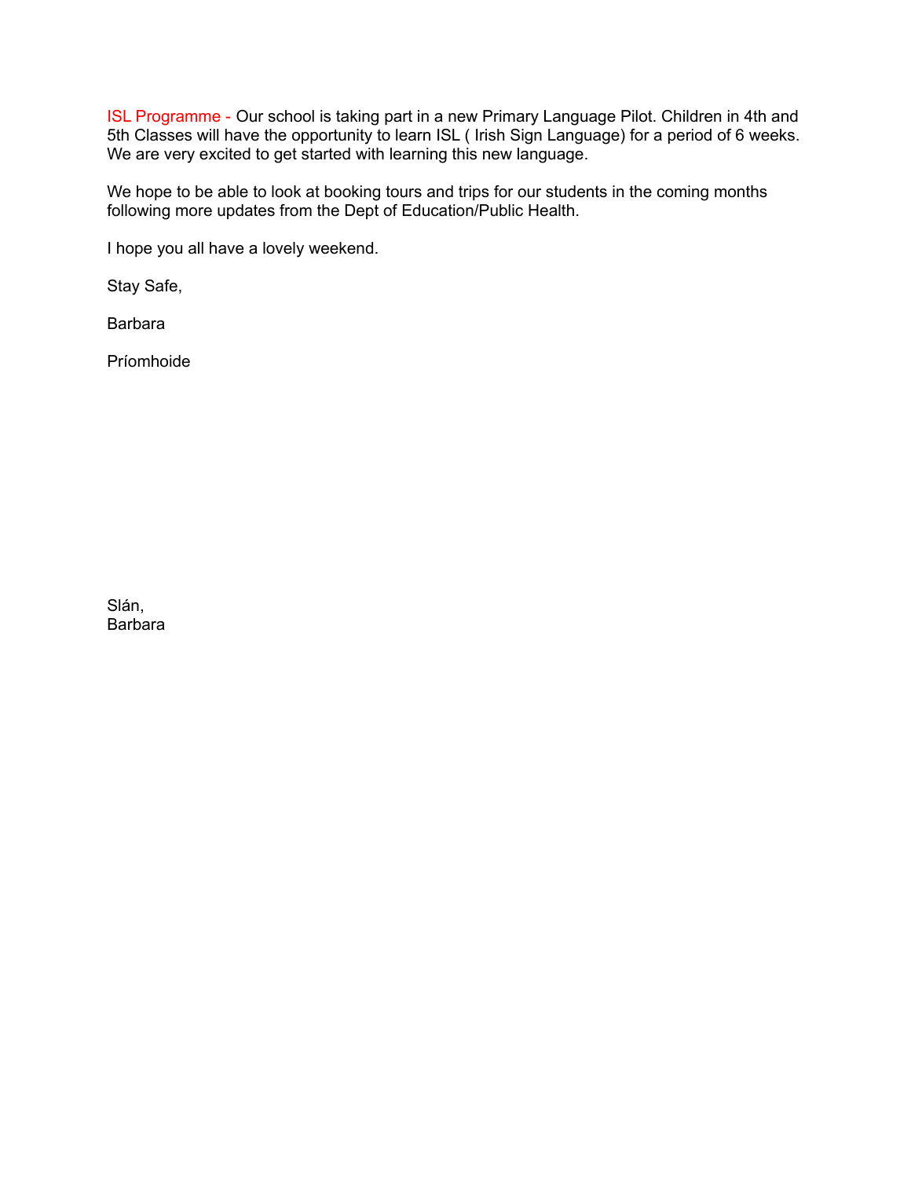ISL Programme - Our school is taking part in a new Primary Language Pilot. Children in 4th and 5th Classes will have the opportunity to learn ISL ( Irish Sign Language) for a period of 6 weeks. We are very excited to get started with learning this new language.

We hope to be able to look at booking tours and trips for our students in the coming months following more updates from the Dept of Education/Public Health.

I hope you all have a lovely weekend.

Stay Safe,

Barbara

Príomhoide

Slán,
Barbara